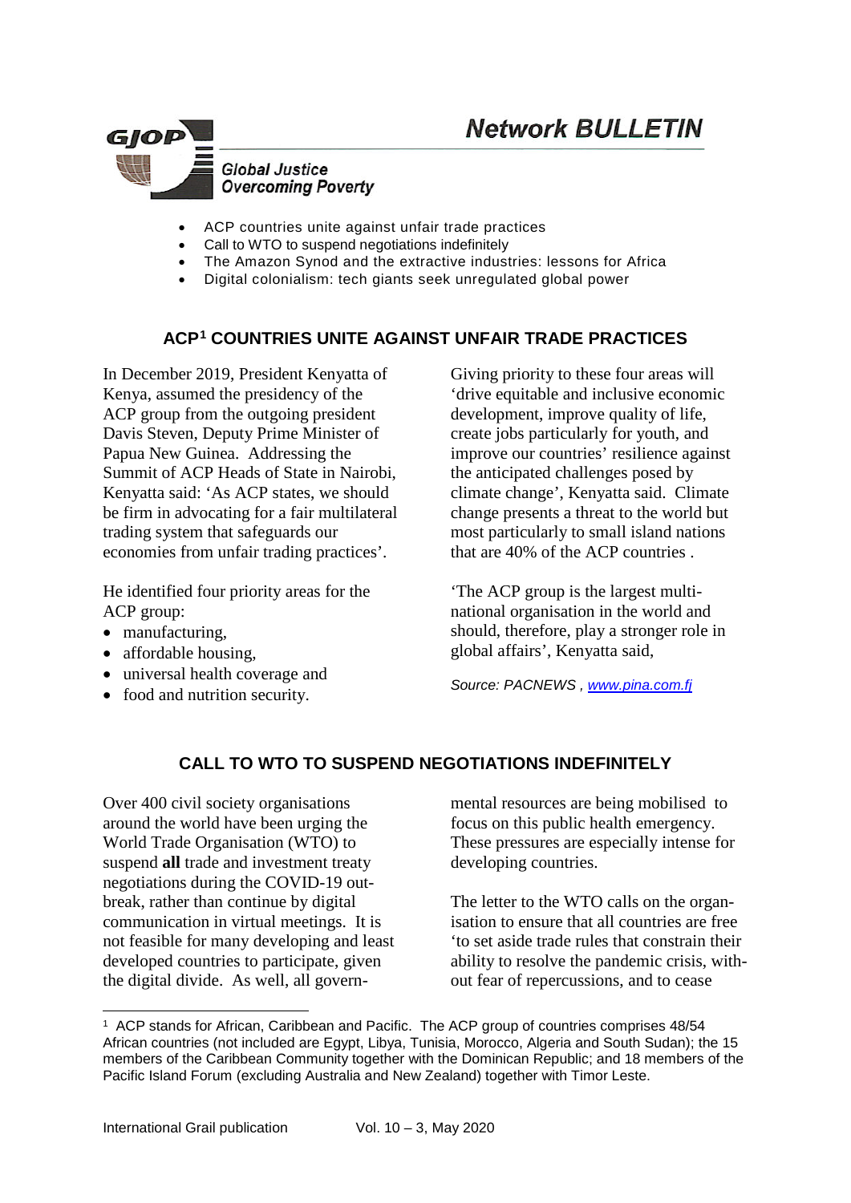# Network BULLETIN

**GJOP**
*Global Justice Overcoming Poverty*

- ACP countries unite against unfair trade practices
- Call to WTO to suspend negotiations indefinitely
- The Amazon Synod and the extractive industries: lessons for Africa
- Digital colonialism: tech giants seek unregulated global power

## ACP[1] COUNTRIES UNITE AGAINST UNFAIR TRADE PRACTICES

In December 2019, President Kenyatta of Kenya, assumed the presidency of the ACP group from the outgoing president Davis Steven, Deputy Prime Minister of Papua New Guinea. Addressing the Summit of ACP Heads of State in Nairobi, Kenyatta said: 'As ACP states, we should be firm in advocating for a fair multilateral trading system that safeguards our economies from unfair trading practices'.

He identified four priority areas for the ACP group:

- manufacturing,
- affordable housing,
- universal health coverage and
- food and nutrition security.

Giving priority to these four areas will 'drive equitable and inclusive economic development, improve quality of life, create jobs particularly for youth, and improve our countries' resilience against the anticipated challenges posed by climate change', Kenyatta said. Climate change presents a threat to the world but most particularly to small island nations that are 40% of the ACP countries .

'The ACP group is the largest multi-national organisation in the world and should, therefore, play a stronger role in global affairs', Kenyatta said,

*Source: PACNEWS , [www.pina.com.fj](http://www.pina.com.fj)*

## CALL TO WTO TO SUSPEND NEGOTIATIONS INDEFINITELY

Over 400 civil society organisations around the world have been urging the World Trade Organisation (WTO) to suspend **all** trade and investment treaty negotiations during the COVID-19 out-break, rather than continue by digital communication in virtual meetings. It is not feasible for many developing and least developed countries to participate, given the digital divide. As well, all governmental resources are being mobilised to focus on this public health emergency. These pressures are especially intense for developing countries.

The letter to the WTO calls on the organisation to ensure that all countries are free 'to set aside trade rules that constrain their ability to resolve the pandemic crisis, without fear of repercussions, and to cease

---

[1] ACP stands for African, Caribbean and Pacific. The ACP group of countries comprises 48/54 African countries (not included are Egypt, Libya, Tunisia, Morocco, Algeria and South Sudan); the 15 members of the Caribbean Community together with the Dominican Republic; and 18 members of the Pacific Island Forum (excluding Australia and New Zealand) together with Timor Leste.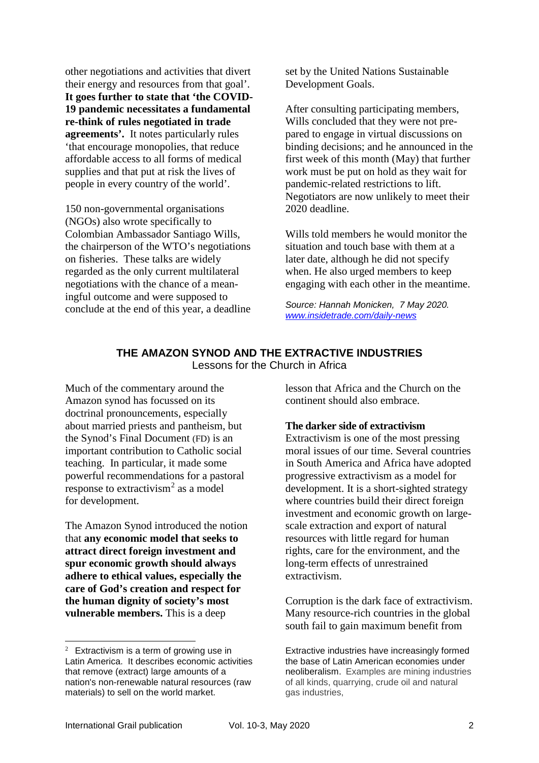other negotiations and activities that divert their energy and resources from that goal'. **It goes further to state that 'the COVID-19 pandemic necessitates a fundamental re-think of rules negotiated in trade agreements'.** It notes particularly rules 'that encourage monopolies, that reduce affordable access to all forms of medical supplies and that put at risk the lives of people in every country of the world'.

150 non-governmental organisations (NGOs) also wrote specifically to Colombian Ambassador Santiago Wills, the chairperson of the WTO's negotiations on fisheries. These talks are widely regarded as the only current multilateral negotiations with the chance of a meaningful outcome and were supposed to conclude at the end of this year, a deadline set by the United Nations Sustainable Development Goals.

After consulting participating members, Wills concluded that they were not prepared to engage in virtual discussions on binding decisions; and he announced in the first week of this month (May) that further work must be put on hold as they wait for pandemic-related restrictions to lift. Negotiators are now unlikely to meet their 2020 deadline.

Wills told members he would monitor the situation and touch base with them at a later date, although he did not specify when. He also urged members to keep engaging with each other in the meantime.

*Source: Hannah Monicken, 7 May 2020. www.insidetrade.com/daily-news*

## THE AMAZON SYNOD AND THE EXTRACTIVE INDUSTRIES

Lessons for the Church in Africa

Much of the commentary around the Amazon synod has focussed on its doctrinal pronouncements, especially about married priests and pantheism, but the Synod's Final Document (FD) is an important contribution to Catholic social teaching. In particular, it made some powerful recommendations for a pastoral response to extractivism[2] as a model for development.

The Amazon Synod introduced the notion that **any economic model that seeks to attract direct foreign investment and spur economic growth should always adhere to ethical values, especially the care of God's creation and respect for the human dignity of society's most vulnerable members.** This is a deep lesson that Africa and the Church on the continent should also embrace.

**The darker side of extractivism**

Extractivism is one of the most pressing moral issues of our time. Several countries in South America and Africa have adopted progressive extractivism as a model for development. It is a short-sighted strategy where countries build their direct foreign investment and economic growth on large-scale extraction and export of natural resources with little regard for human rights, care for the environment, and the long-term effects of unrestrained extractivism.

Corruption is the dark face of extractivism. Many resource-rich countries in the global south fail to gain maximum benefit from

---

[2] Extractivism is a term of growing use in Latin America. It describes economic activities that remove (extract) large amounts of a nation's non-renewable natural resources (raw materials) to sell on the world market. Extractive industries have increasingly formed the base of Latin American economies under neoliberalism. Examples are mining industries of all kinds, quarrying, crude oil and natural gas industries,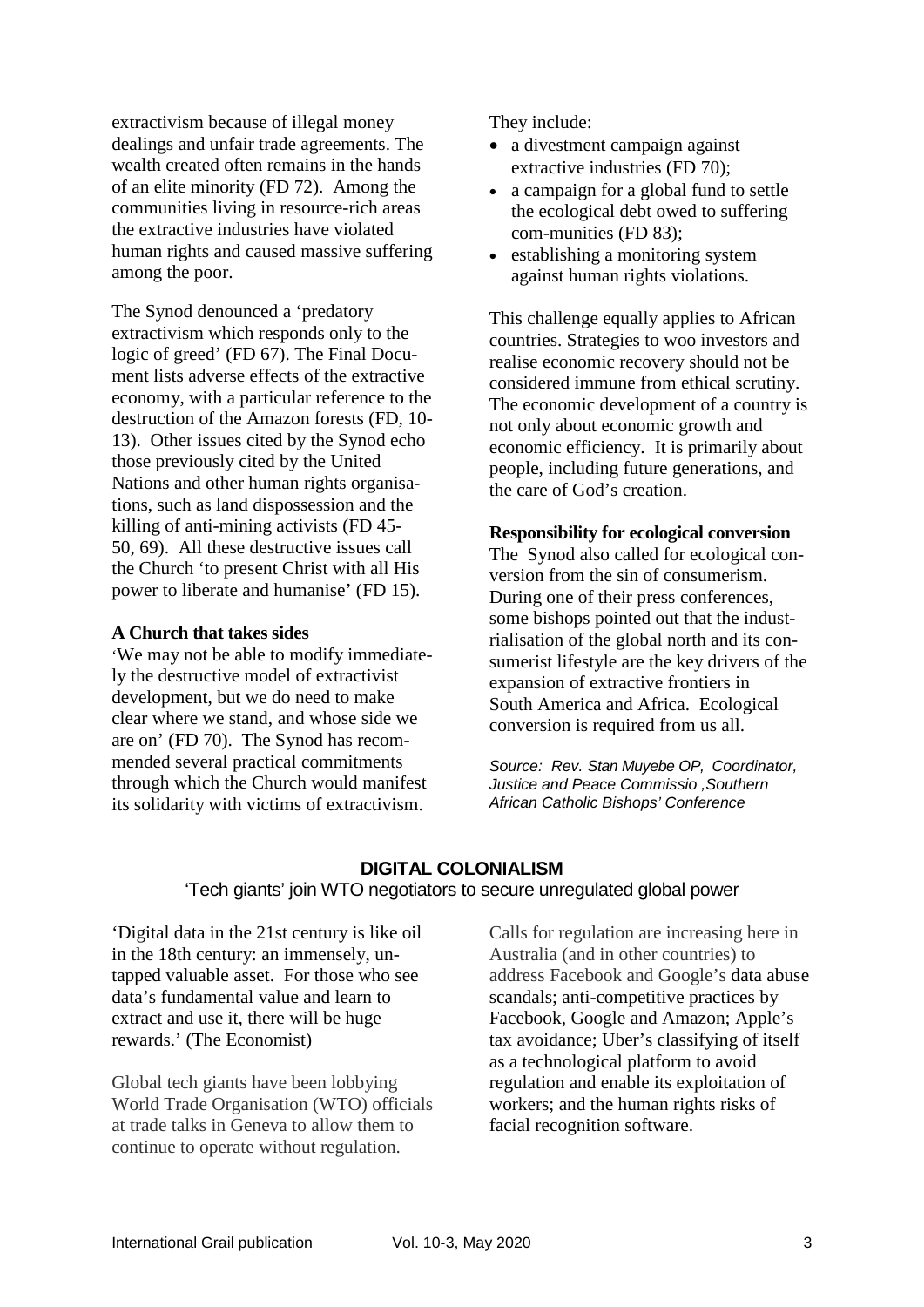extractivism because of illegal money dealings and unfair trade agreements. The wealth created often remains in the hands of an elite minority (FD 72). Among the communities living in resource-rich areas the extractive industries have violated human rights and caused massive suffering among the poor.

The Synod denounced a 'predatory extractivism which responds only to the logic of greed' (FD 67). The Final Document lists adverse effects of the extractive economy, with a particular reference to the destruction of the Amazon forests (FD, 10-13). Other issues cited by the Synod echo those previously cited by the United Nations and other human rights organisations, such as land dispossession and the killing of anti-mining activists (FD 45-50, 69). All these destructive issues call the Church 'to present Christ with all His power to liberate and humanise' (FD 15).

**A Church that takes sides**

'We may not be able to modify immediately the destructive model of extractivist development, but we do need to make clear where we stand, and whose side we are on' (FD 70). The Synod has recommended several practical commitments through which the Church would manifest its solidarity with victims of extractivism.

They include:

- a divestment campaign against extractive industries (FD 70);
- a campaign for a global fund to settle the ecological debt owed to suffering com-munities (FD 83);
- establishing a monitoring system against human rights violations.

This challenge equally applies to African countries. Strategies to woo investors and realise economic recovery should not be considered immune from ethical scrutiny. The economic development of a country is not only about economic growth and economic efficiency. It is primarily about people, including future generations, and the care of God's creation.

**Responsibility for ecological conversion**

The Synod also called for ecological conversion from the sin of consumerism. During one of their press conferences, some bishops pointed out that the industrialisation of the global north and its consumerist lifestyle are the key drivers of the expansion of extractive frontiers in South America and Africa. Ecological conversion is required from us all.

*Source: Rev. Stan Muyebe OP, Coordinator, Justice and Peace Commissio ,Southern African Catholic Bishops' Conference*

## DIGITAL COLONIALISM

'Tech giants' join WTO negotiators to secure unregulated global power

'Digital data in the 21st century is like oil in the 18th century: an immensely, untapped valuable asset. For those who see data's fundamental value and learn to extract and use it, there will be huge rewards.' (The Economist)

Global tech giants have been lobbying World Trade Organisation (WTO) officials at trade talks in Geneva to allow them to continue to operate without regulation.

Calls for regulation are increasing here in Australia (and in other countries) to address Facebook and Google's data abuse scandals; anti-competitive practices by Facebook, Google and Amazon; Apple's tax avoidance; Uber's classifying of itself as a technological platform to avoid regulation and enable its exploitation of workers; and the human rights risks of facial recognition software.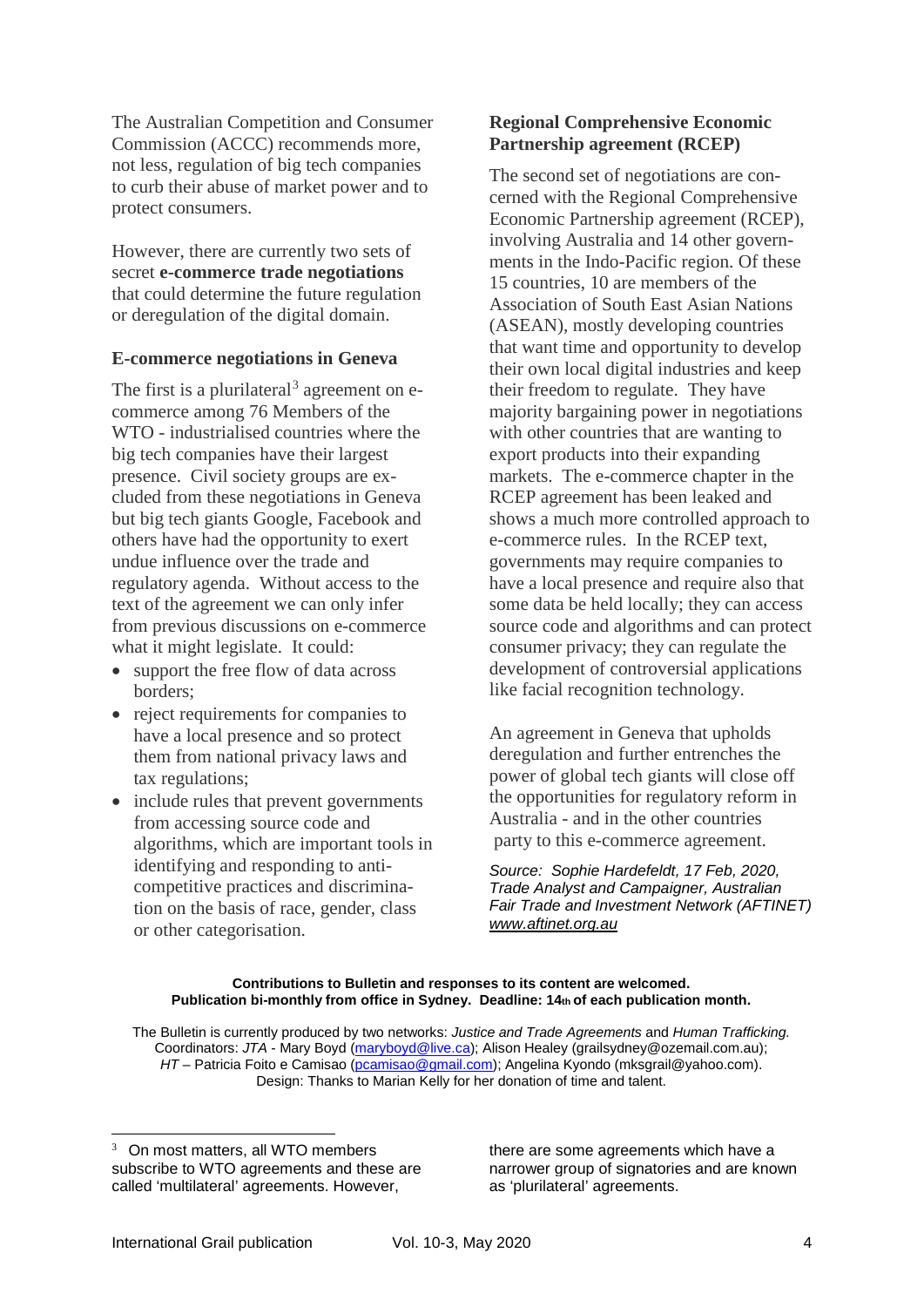The Australian Competition and Consumer Commission (ACCC) recommends more, not less, regulation of big tech companies to curb their abuse of market power and to protect consumers.

However, there are currently two sets of secret **e-commerce trade negotiations** that could determine the future regulation or deregulation of the digital domain.

### E-commerce negotiations in Geneva

The first is a plurilateral[3] agreement on e-commerce among 76 Members of the WTO - industrialised countries where the big tech companies have their largest presence. Civil society groups are excluded from these negotiations in Geneva but big tech giants Google, Facebook and others have had the opportunity to exert undue influence over the trade and regulatory agenda. Without access to the text of the agreement we can only infer from previous discussions on e-commerce what it might legislate. It could:

- support the free flow of data across borders;
- reject requirements for companies to have a local presence and so protect them from national privacy laws and tax regulations;
- include rules that prevent governments from accessing source code and algorithms, which are important tools in identifying and responding to anti-competitive practices and discrimination on the basis of race, gender, class or other categorisation.

### Regional Comprehensive Economic Partnership agreement (RCEP)

The second set of negotiations are concerned with the Regional Comprehensive Economic Partnership agreement (RCEP), involving Australia and 14 other governments in the Indo-Pacific region. Of these 15 countries, 10 are members of the Association of South East Asian Nations (ASEAN), mostly developing countries that want time and opportunity to develop their own local digital industries and keep their freedom to regulate. They have majority bargaining power in negotiations with other countries that are wanting to export products into their expanding markets. The e-commerce chapter in the RCEP agreement has been leaked and shows a much more controlled approach to e-commerce rules. In the RCEP text, governments may require companies to have a local presence and require also that some data be held locally; they can access source code and algorithms and can protect consumer privacy; they can regulate the development of controversial applications like facial recognition technology.

An agreement in Geneva that upholds deregulation and further entrenches the power of global tech giants will close off the opportunities for regulatory reform in Australia - and in the other countries party to this e-commerce agreement.

*Source: Sophie Hardefeldt, 17 Feb, 2020, Trade Analyst and Campaigner, Australian Fair Trade and Investment Network (AFTINET) www.aftinet.org.au*

**Contributions to Bulletin and responses to its content are welcomed.**
**Publication bi-monthly from office in Sydney. Deadline: 14th of each publication month.**

The Bulletin is currently produced by two networks: *Justice and Trade Agreements* and *Human Trafficking.*
Coordinators: *JTA* - Mary Boyd (maryboyd@live.ca); Alison Healey (grailsydney@ozemail.com.au);
*HT* – Patricia Foito e Camisao (pcamisao@gmail.com); Angelina Kyondo (mksgrail@yahoo.com).
Design: Thanks to Marian Kelly for her donation of time and talent.

[3] On most matters, all WTO members subscribe to WTO agreements and these are called 'multilateral' agreements. However, there are some agreements which have a narrower group of signatories and are known as 'plurilateral' agreements.